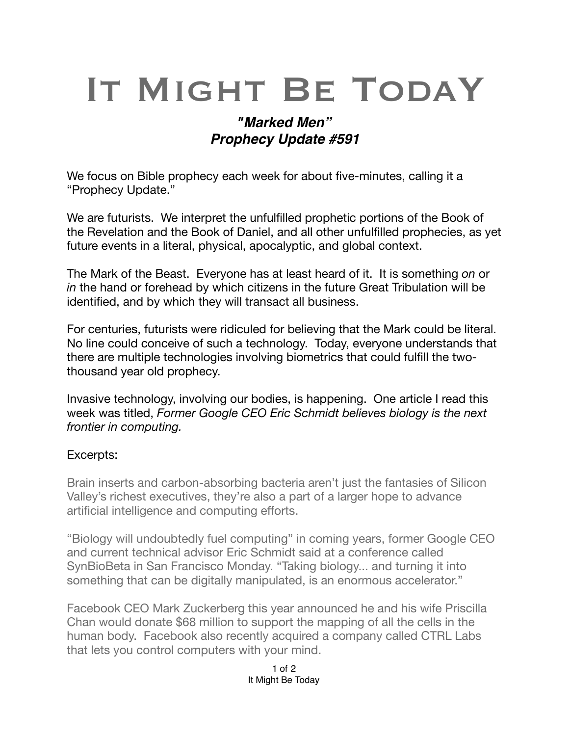# It Might Be TodaY

***"Marked Men"***
***Prophecy Update #591***

We focus on Bible prophecy each week for about five-minutes, calling it a "Prophecy Update."

We are futurists. We interpret the unfulfilled prophetic portions of the Book of the Revelation and the Book of Daniel, and all other unfulfilled prophecies, as yet future events in a literal, physical, apocalyptic, and global context.

The Mark of the Beast. Everyone has at least heard of it. It is something *on* or *in* the hand or forehead by which citizens in the future Great Tribulation will be identified, and by which they will transact all business.

For centuries, futurists were ridiculed for believing that the Mark could be literal. No line could conceive of such a technology. Today, everyone understands that there are multiple technologies involving biometrics that could fulfill the two-thousand year old prophecy.

Invasive technology, involving our bodies, is happening. One article I read this week was titled, *Former Google CEO Eric Schmidt believes biology is the next frontier in computing.*

Excerpts:

Brain inserts and carbon-absorbing bacteria aren't just the fantasies of Silicon Valley's richest executives, they're also a part of a larger hope to advance artificial intelligence and computing efforts.

"Biology will undoubtedly fuel computing" in coming years, former Google CEO and current technical advisor Eric Schmidt said at a conference called SynBioBeta in San Francisco Monday. "Taking biology... and turning it into something that can be digitally manipulated, is an enormous accelerator."

Facebook CEO Mark Zuckerberg this year announced he and his wife Priscilla Chan would donate $68 million to support the mapping of all the cells in the human body. Facebook also recently acquired a company called CTRL Labs that lets you control computers with your mind.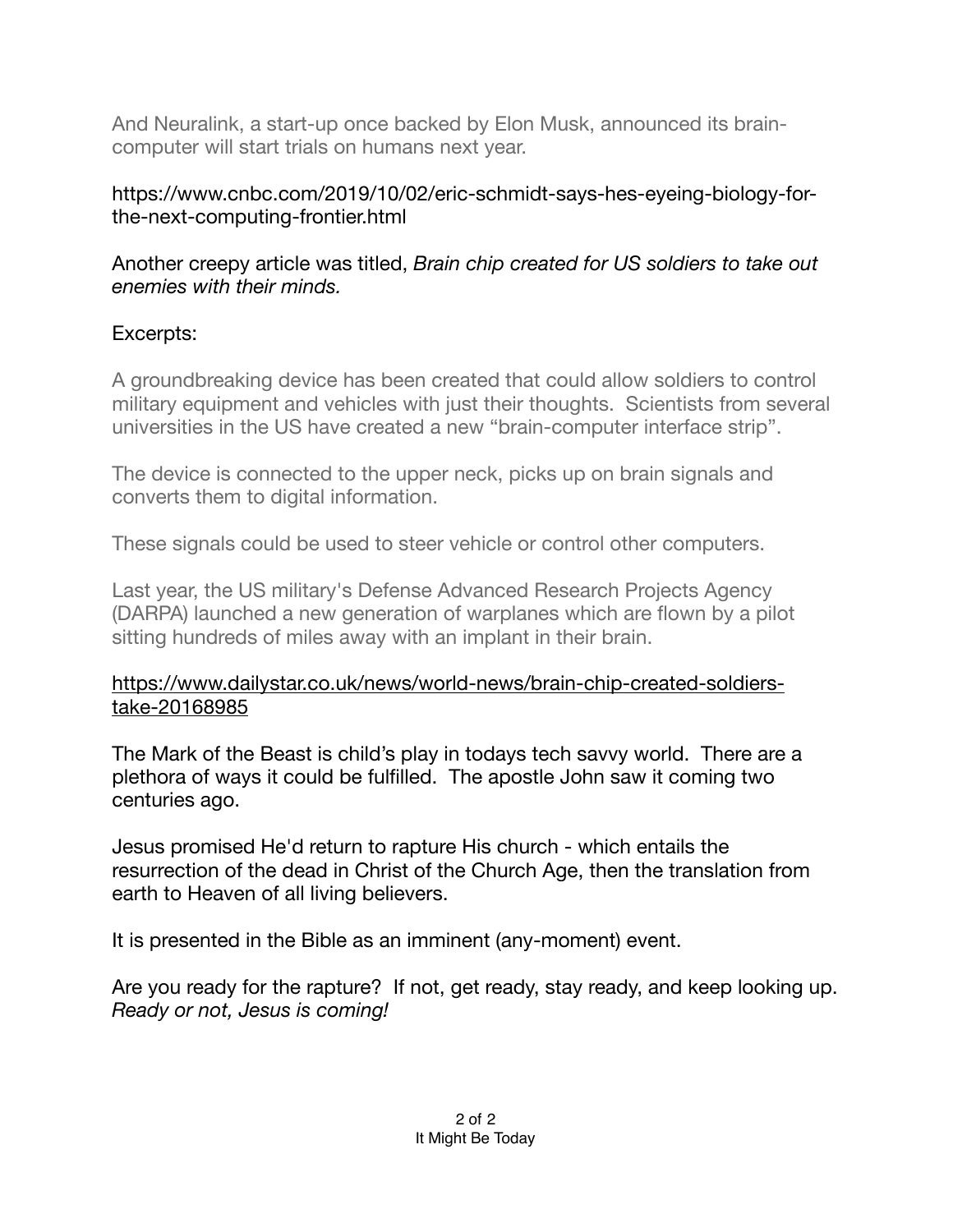And Neuralink, a start-up once backed by Elon Musk, announced its brain-computer will start trials on humans next year.

https://www.cnbc.com/2019/10/02/eric-schmidt-says-hes-eyeing-biology-for-the-next-computing-frontier.html

Another creepy article was titled, *Brain chip created for US soldiers to take out enemies with their minds.*

Excerpts:

A groundbreaking device has been created that could allow soldiers to control military equipment and vehicles with just their thoughts. Scientists from several universities in the US have created a new "brain-computer interface strip".

The device is connected to the upper neck, picks up on brain signals and converts them to digital information.

These signals could be used to steer vehicle or control other computers.

Last year, the US military's Defense Advanced Research Projects Agency (DARPA) launched a new generation of warplanes which are flown by a pilot sitting hundreds of miles away with an implant in their brain.

https://www.dailystar.co.uk/news/world-news/brain-chip-created-soldiers-take-20168985

The Mark of the Beast is child's play in todays tech savvy world. There are a plethora of ways it could be fulfilled. The apostle John saw it coming two centuries ago.

Jesus promised He'd return to rapture His church - which entails the resurrection of the dead in Christ of the Church Age, then the translation from earth to Heaven of all living believers.

It is presented in the Bible as an imminent (any-moment) event.

Are you ready for the rapture? If not, get ready, stay ready, and keep looking up. *Ready or not, Jesus is coming!*